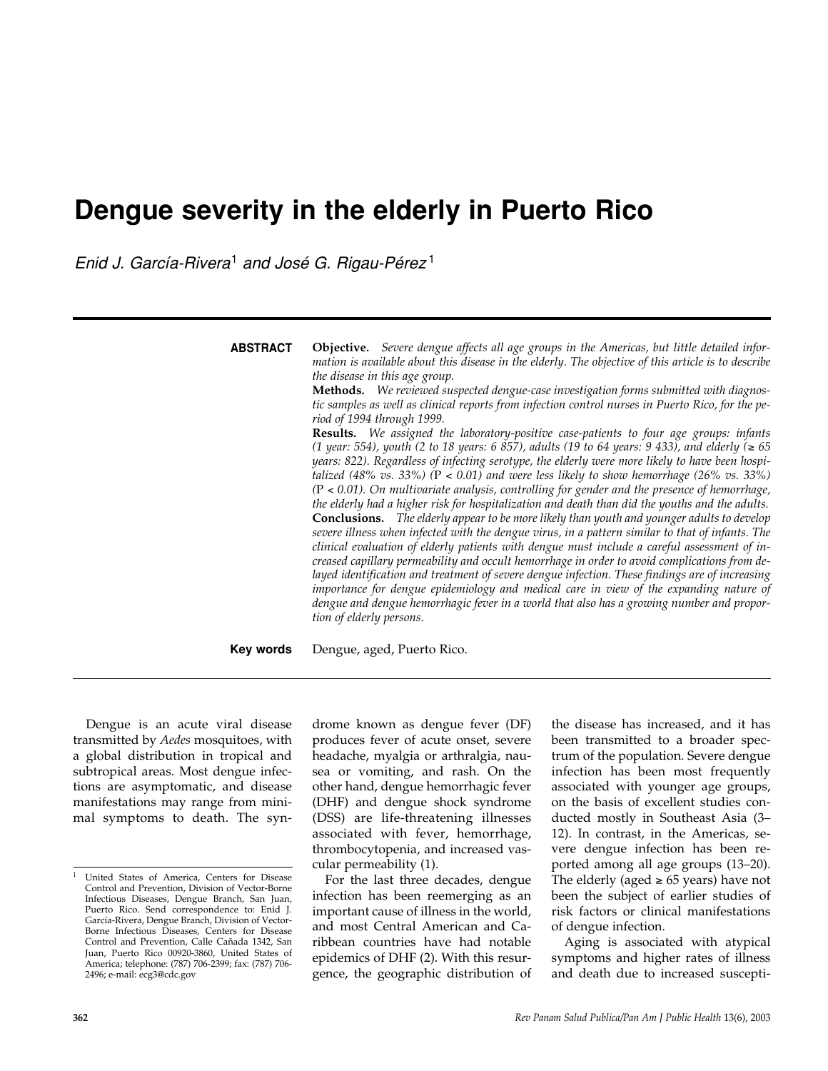# Dengue severity in the elderly in Puerto Rico

*Enid J. García-Rivera*[1] *and José G. Rigau-Pérez*[1]

**ABSTRACT**

**Objective.** *Severe dengue affects all age groups in the Americas, but little detailed information is available about this disease in the elderly. The objective of this article is to describe the disease in this age group.*

**Methods.** *We reviewed suspected dengue-case investigation forms submitted with diagnostic samples as well as clinical reports from infection control nurses in Puerto Rico, for the period of 1994 through 1999.*

**Results.** *We assigned the laboratory-positive case-patients to four age groups: infants (1 year: 554), youth (2 to 18 years: 6 857), adults (19 to 64 years: 9 433), and elderly (≥ 65 years: 822). Regardless of infecting serotype, the elderly were more likely to have been hospitalized (48% vs. 33%) (*P *< 0.01) and were less likely to show hemorrhage (26% vs. 33%) (*P *< 0.01). On multivariate analysis, controlling for gender and the presence of hemorrhage, the elderly had a higher risk for hospitalization and death than did the youths and the adults.*

**Conclusions.** *The elderly appear to be more likely than youth and younger adults to develop severe illness when infected with the dengue virus, in a pattern similar to that of infants. The clinical evaluation of elderly patients with dengue must include a careful assessment of increased capillary permeability and occult hemorrhage in order to avoid complications from delayed identification and treatment of severe dengue infection. These findings are of increasing importance for dengue epidemiology and medical care in view of the expanding nature of dengue and dengue hemorrhagic fever in a world that also has a growing number and proportion of elderly persons.*

**Key words** Dengue, aged, Puerto Rico.

---

Dengue is an acute viral disease transmitted by *Aedes* mosquitoes, with a global distribution in tropical and subtropical areas. Most dengue infections are asymptomatic, and disease manifestations may range from minimal symptoms to death. The syndrome known as dengue fever (DF) produces fever of acute onset, severe headache, myalgia or arthralgia, nausea or vomiting, and rash. On the other hand, dengue hemorrhagic fever (DHF) and dengue shock syndrome (DSS) are life-threatening illnesses associated with fever, hemorrhage, thrombocytopenia, and increased vascular permeability (1).

For the last three decades, dengue infection has been reemerging as an important cause of illness in the world, and most Central American and Caribbean countries have had notable epidemics of DHF (2). With this resurgence, the geographic distribution of the disease has increased, and it has been transmitted to a broader spectrum of the population. Severe dengue infection has been most frequently associated with younger age groups, on the basis of excellent studies conducted mostly in Southeast Asia (3–12). In contrast, in the Americas, severe dengue infection has been reported among all age groups (13–20). The elderly (aged ≥ 65 years) have not been the subject of earlier studies of risk factors or clinical manifestations of dengue infection.

Aging is associated with atypical symptoms and higher rates of illness and death due to increased suscepti-

---

[1] United States of America, Centers for Disease Control and Prevention, Division of Vector-Borne Infectious Diseases, Dengue Branch, San Juan, Puerto Rico. Send correspondence to: Enid J. García-Rivera, Dengue Branch, Division of Vector-Borne Infectious Diseases, Centers for Disease Control and Prevention, Calle Cañada 1342, San Juan, Puerto Rico 00920-3860, United States of America; telephone: (787) 706-2399; fax: (787) 706-2496; e-mail: ecg3@cdc.gov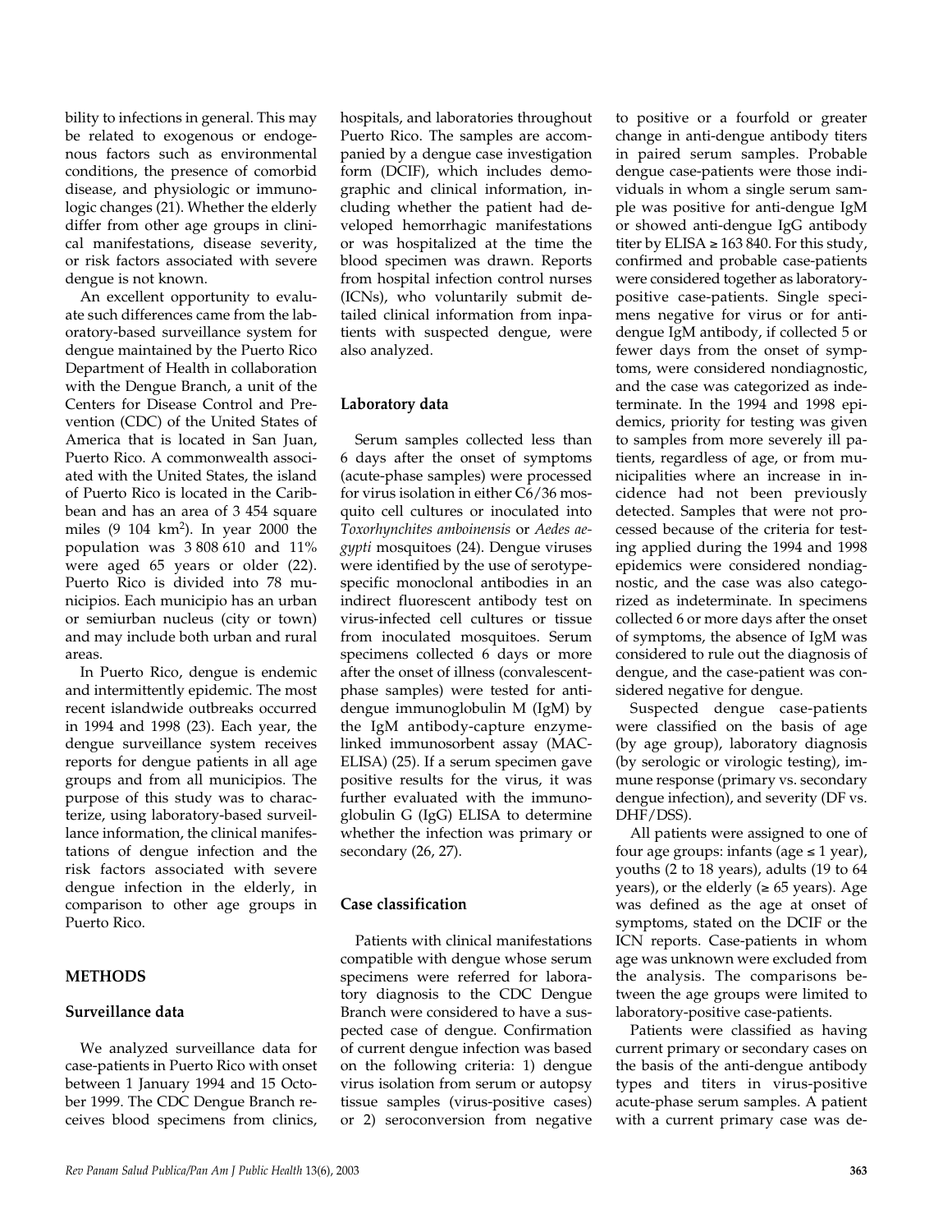bility to infections in general. This may be related to exogenous or endogenous factors such as environmental conditions, the presence of comorbid disease, and physiologic or immunologic changes (21). Whether the elderly differ from other age groups in clinical manifestations, disease severity, or risk factors associated with severe dengue is not known.

An excellent opportunity to evaluate such differences came from the laboratory-based surveillance system for dengue maintained by the Puerto Rico Department of Health in collaboration with the Dengue Branch, a unit of the Centers for Disease Control and Prevention (CDC) of the United States of America that is located in San Juan, Puerto Rico. A commonwealth associated with the United States, the island of Puerto Rico is located in the Caribbean and has an area of 3 454 square miles (9 104 km$^2$). In year 2000 the population was 3 808 610 and 11% were aged 65 years or older (22). Puerto Rico is divided into 78 municipios. Each municipio has an urban or semiurban nucleus (city or town) and may include both urban and rural areas.

In Puerto Rico, dengue is endemic and intermittently epidemic. The most recent islandwide outbreaks occurred in 1994 and 1998 (23). Each year, the dengue surveillance system receives reports for dengue patients in all age groups and from all municipios. The purpose of this study was to characterize, using laboratory-based surveillance information, the clinical manifestations of dengue infection and the risk factors associated with severe dengue infection in the elderly, in comparison to other age groups in Puerto Rico.

## METHODS

### Surveillance data

We analyzed surveillance data for case-patients in Puerto Rico with onset between 1 January 1994 and 15 October 1999. The CDC Dengue Branch receives blood specimens from clinics, hospitals, and laboratories throughout Puerto Rico. The samples are accompanied by a dengue case investigation form (DCIF), which includes demographic and clinical information, including whether the patient had developed hemorrhagic manifestations or was hospitalized at the time the blood specimen was drawn. Reports from hospital infection control nurses (ICNs), who voluntarily submit detailed clinical information from inpatients with suspected dengue, were also analyzed.

### Laboratory data

Serum samples collected less than 6 days after the onset of symptoms (acute-phase samples) were processed for virus isolation in either C6/36 mosquito cell cultures or inoculated into *Toxorhynchites amboinensis* or *Aedes aegypti* mosquitoes (24). Dengue viruses were identified by the use of serotype-specific monoclonal antibodies in an indirect fluorescent antibody test on virus-infected cell cultures or tissue from inoculated mosquitoes. Serum specimens collected 6 days or more after the onset of illness (convalescent-phase samples) were tested for anti-dengue immunoglobulin M (IgM) by the IgM antibody-capture enzyme-linked immunosorbent assay (MAC-ELISA) (25). If a serum specimen gave positive results for the virus, it was further evaluated with the immunoglobulin G (IgG) ELISA to determine whether the infection was primary or secondary (26, 27).

### Case classification

Patients with clinical manifestations compatible with dengue whose serum specimens were referred for laboratory diagnosis to the CDC Dengue Branch were considered to have a suspected case of dengue. Confirmation of current dengue infection was based on the following criteria: 1) dengue virus isolation from serum or autopsy tissue samples (virus-positive cases) or 2) seroconversion from negative to positive or a fourfold or greater change in anti-dengue antibody titers in paired serum samples. Probable dengue case-patients were those individuals in whom a single serum sample was positive for anti-dengue IgM or showed anti-dengue IgG antibody titer by ELISA ≥ 163 840. For this study, confirmed and probable case-patients were considered together as laboratory-positive case-patients. Single specimens negative for virus or for anti-dengue IgM antibody, if collected 5 or fewer days from the onset of symptoms, were considered nondiagnostic, and the case was categorized as indeterminate. In the 1994 and 1998 epidemics, priority for testing was given to samples from more severely ill patients, regardless of age, or from municipalities where an increase in incidence had not been previously detected. Samples that were not processed because of the criteria for testing applied during the 1994 and 1998 epidemics were considered nondiagnostic, and the case was also categorized as indeterminate. In specimens collected 6 or more days after the onset of symptoms, the absence of IgM was considered to rule out the diagnosis of dengue, and the case-patient was considered negative for dengue.

Suspected dengue case-patients were classified on the basis of age (by age group), laboratory diagnosis (by serologic or virologic testing), immune response (primary vs. secondary dengue infection), and severity (DF vs. DHF/DSS).

All patients were assigned to one of four age groups: infants (age ≤ 1 year), youths (2 to 18 years), adults (19 to 64 years), or the elderly (≥ 65 years). Age was defined as the age at onset of symptoms, stated on the DCIF or the ICN reports. Case-patients in whom age was unknown were excluded from the analysis. The comparisons between the age groups were limited to laboratory-positive case-patients.

Patients were classified as having current primary or secondary cases on the basis of the anti-dengue antibody types and titers in virus-positive acute-phase serum samples. A patient with a current primary case was de-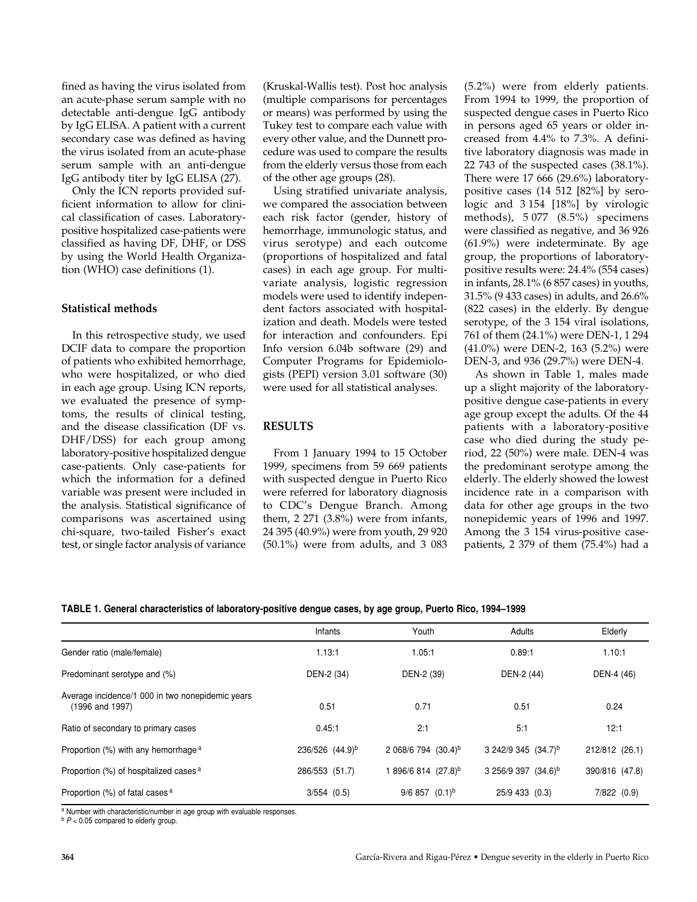fined as having the virus isolated from an acute-phase serum sample with no detectable anti-dengue IgG antibody by IgG ELISA. A patient with a current secondary case was defined as having the virus isolated from an acute-phase serum sample with an anti-dengue IgG antibody titer by IgG ELISA (27).

Only the ICN reports provided sufficient information to allow for clinical classification of cases. Laboratory-positive hospitalized case-patients were classified as having DF, DHF, or DSS by using the World Health Organization (WHO) case definitions (1).

### Statistical methods

In this retrospective study, we used DCIF data to compare the proportion of patients who exhibited hemorrhage, who were hospitalized, or who died in each age group. Using ICN reports, we evaluated the presence of symptoms, the results of clinical testing, and the disease classification (DF vs. DHF/DSS) for each group among laboratory-positive hospitalized dengue case-patients. Only case-patients for which the information for a defined variable was present were included in the analysis. Statistical significance of comparisons was ascertained using chi-square, two-tailed Fisher's exact test, or single factor analysis of variance (Kruskal-Wallis test). Post hoc analysis (multiple comparisons for percentages or means) was performed by using the Tukey test to compare each value with every other value, and the Dunnett procedure was used to compare the results from the elderly versus those from each of the other age groups (28).

Using stratified univariate analysis, we compared the association between each risk factor (gender, history of hemorrhage, immunologic status, and virus serotype) and each outcome (proportions of hospitalized and fatal cases) in each age group. For multivariate analysis, logistic regression models were used to identify independent factors associated with hospitalization and death. Models were tested for interaction and confounders. Epi Info version 6.04b software (29) and Computer Programs for Epidemiologists (PEPI) version 3.01 software (30) were used for all statistical analyses.

## RESULTS

From 1 January 1994 to 15 October 1999, specimens from 59 669 patients with suspected dengue in Puerto Rico were referred for laboratory diagnosis to CDC's Dengue Branch. Among them, 2 271 (3.8%) were from infants, 24 395 (40.9%) were from youth, 29 920 (50.1%) were from adults, and 3 083 (5.2%) were from elderly patients. From 1994 to 1999, the proportion of suspected dengue cases in Puerto Rico in persons aged 65 years or older increased from 4.4% to 7.3%. A definitive laboratory diagnosis was made in 22 743 of the suspected cases (38.1%). There were 17 666 (29.6%) laboratory-positive cases (14 512 [82%] by serologic and 3 154 [18%] by virologic methods), 5 077 (8.5%) specimens were classified as negative, and 36 926 (61.9%) were indeterminate. By age group, the proportions of laboratory-positive results were: 24.4% (554 cases) in infants, 28.1% (6 857 cases) in youths, 31.5% (9 433 cases) in adults, and 26.6% (822 cases) in the elderly. By dengue serotype, of the 3 154 viral isolations, 761 of them (24.1%) were DEN-1, 1 294 (41.0%) were DEN-2, 163 (5.2%) were DEN-3, and 936 (29.7%) were DEN-4.

As shown in Table 1, males made up a slight majority of the laboratory-positive dengue case-patients in every age group except the adults. Of the 44 patients with a laboratory-positive case who died during the study period, 22 (50%) were male. DEN-4 was the predominant serotype among the elderly. The elderly showed the lowest incidence rate in a comparison with data for other age groups in the two nonepidemic years of 1996 and 1997. Among the 3 154 virus-positive case-patients, 2 379 of them (75.4%) had a

**TABLE 1. General characteristics of laboratory-positive dengue cases, by age group, Puerto Rico, 1994–1999**

| | Infants | Youth | Adults | Elderly |
|---|---|---|---|---|
| Gender ratio (male/female) | 1.13:1 | 1.05:1 | 0.89:1 | 1.10:1 |
| Predominant serotype and (%) | DEN-2 (34) | DEN-2 (39) | DEN-2 (44) | DEN-4 (46) |
| Average incidence/1 000 in two nonepidemic years (1996 and 1997) | 0.51 | 0.71 | 0.51 | 0.24 |
| Ratio of secondary to primary cases | 0.45:1 | 2:1 | 5:1 | 12:1 |
| Proportion (%) with any hemorrhage [a] | 236/526 (44.9)[b] | 2 068/6 794 (30.4)[b] | 3 242/9 345 (34.7)[b] | 212/812 (26.1) |
| Proportion (%) of hospitalized cases [a] | 286/553 (51.7) | 1 896/6 814 (27.8)[b] | 3 256/9 397 (34.6)[b] | 390/816 (47.8) |
| Proportion (%) of fatal cases [a] | 3/554 (0.5) | 9/6 857 (0.1)[b] | 25/9 433 (0.3) | 7/822 (0.9) |

[a] Number with characteristic/number in age group with evaluable responses.
[b] $P < 0.05$ compared to elderly group.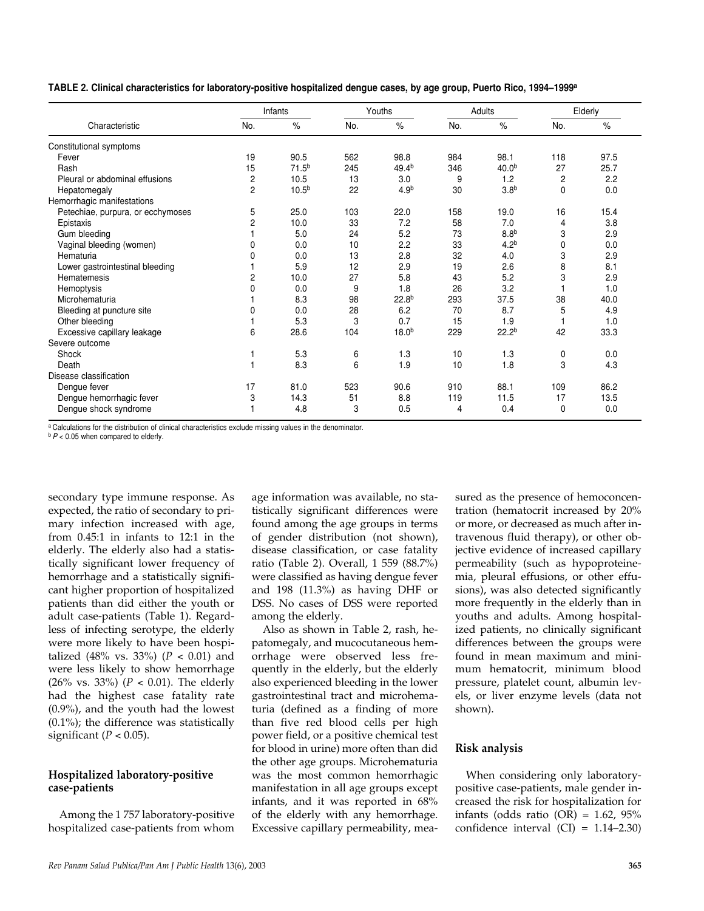**TABLE 2. Clinical characteristics for laboratory-positive hospitalized dengue cases, by age group, Puerto Rico, 1994–1999[a]**

| Characteristic | Infants | | Youths | | Adults | | Elderly | |
|---|---|---|---|---|---|---|---|---|
| | No. | % | No. | % | No. | % | No. | % |
| Constitutional symptoms | | | | | | | | |
| Fever | 19 | 90.5 | 562 | 98.8 | 984 | 98.1 | 118 | 97.5 |
| Rash | 15 | 71.5[b] | 245 | 49.4[b] | 346 | 40.0[b] | 27 | 25.7 |
| Pleural or abdominal effusions | 2 | 10.5 | 13 | 3.0 | 9 | 1.2 | 2 | 2.2 |
| Hepatomegaly | 2 | 10.5[b] | 22 | 4.9[b] | 30 | 3.8[b] | 0 | 0.0 |
| Hemorrhagic manifestations | | | | | | | | |
| Petechiae, purpura, or ecchymoses | 5 | 25.0 | 103 | 22.0 | 158 | 19.0 | 16 | 15.4 |
| Epistaxis | 2 | 10.0 | 33 | 7.2 | 58 | 7.0 | 4 | 3.8 |
| Gum bleeding | 1 | 5.0 | 24 | 5.2 | 73 | 8.8[b] | 3 | 2.9 |
| Vaginal bleeding (women) | 0 | 0.0 | 10 | 2.2 | 33 | 4.2[b] | 0 | 0.0 |
| Hematuria | 0 | 0.0 | 13 | 2.8 | 32 | 4.0 | 3 | 2.9 |
| Lower gastrointestinal bleeding | 1 | 5.9 | 12 | 2.9 | 19 | 2.6 | 8 | 8.1 |
| Hematemesis | 2 | 10.0 | 27 | 5.8 | 43 | 5.2 | 3 | 2.9 |
| Hemoptysis | 0 | 0.0 | 9 | 1.8 | 26 | 3.2 | 1 | 1.0 |
| Microhematuria | 1 | 8.3 | 98 | 22.8[b] | 293 | 37.5 | 38 | 40.0 |
| Bleeding at puncture site | 0 | 0.0 | 28 | 6.2 | 70 | 8.7 | 5 | 4.9 |
| Other bleeding | 1 | 5.3 | 3 | 0.7 | 15 | 1.9 | 1 | 1.0 |
| Excessive capillary leakage | 6 | 28.6 | 104 | 18.0[b] | 229 | 22.2[b] | 42 | 33.3 |
| Severe outcome | | | | | | | | |
| Shock | 1 | 5.3 | 6 | 1.3 | 10 | 1.3 | 0 | 0.0 |
| Death | 1 | 8.3 | 6 | 1.9 | 10 | 1.8 | 3 | 4.3 |
| Disease classification | | | | | | | | |
| Dengue fever | 17 | 81.0 | 523 | 90.6 | 910 | 88.1 | 109 | 86.2 |
| Dengue hemorrhagic fever | 3 | 14.3 | 51 | 8.8 | 119 | 11.5 | 17 | 13.5 |
| Dengue shock syndrome | 1 | 4.8 | 3 | 0.5 | 4 | 0.4 | 0 | 0.0 |

[a] Calculations for the distribution of clinical characteristics exclude missing values in the denominator.
[b] $P < 0.05$ when compared to elderly.

secondary type immune response. As expected, the ratio of secondary to primary infection increased with age, from 0.45:1 in infants to 12:1 in the elderly. The elderly also had a statistically significant lower frequency of hemorrhage and a statistically significant higher proportion of hospitalized patients than did either the youth or adult case-patients (Table 1). Regardless of infecting serotype, the elderly were more likely to have been hospitalized (48% vs. 33%) ($P < 0.01$) and were less likely to show hemorrhage (26% vs. 33%) ($P < 0.01$). The elderly had the highest case fatality rate (0.9%), and the youth had the lowest (0.1%); the difference was statistically significant ($P < 0.05$).

### Hospitalized laboratory-positive case-patients

Among the 1 757 laboratory-positive hospitalized case-patients from whom age information was available, no statistically significant differences were found among the age groups in terms of gender distribution (not shown), disease classification, or case fatality ratio (Table 2). Overall, 1 559 (88.7%) were classified as having dengue fever and 198 (11.3%) as having DHF or DSS. No cases of DSS were reported among the elderly.

Also as shown in Table 2, rash, hepatomegaly, and mucocutaneous hemorrhage were observed less frequently in the elderly, but the elderly also experienced bleeding in the lower gastrointestinal tract and microhematuria (defined as a finding of more than five red blood cells per high power field, or a positive chemical test for blood in urine) more often than did the other age groups. Microhematuria was the most common hemorrhagic manifestation in all age groups except infants, and it was reported in 68% of the elderly with any hemorrhage. Excessive capillary permeability, measured as the presence of hemoconcentration (hematocrit increased by 20% or more, or decreased as much after intravenous fluid therapy), or other objective evidence of increased capillary permeability (such as hypoproteinemia, pleural effusions, or other effusions), was also detected significantly more frequently in the elderly than in youths and adults. Among hospitalized patients, no clinically significant differences between the groups were found in mean maximum and minimum hematocrit, minimum blood pressure, platelet count, albumin levels, or liver enzyme levels (data not shown).

### Risk analysis

When considering only laboratory-positive case-patients, male gender increased the risk for hospitalization for infants (odds ratio (OR) = 1.62, 95% confidence interval (CI) = 1.14–2.30)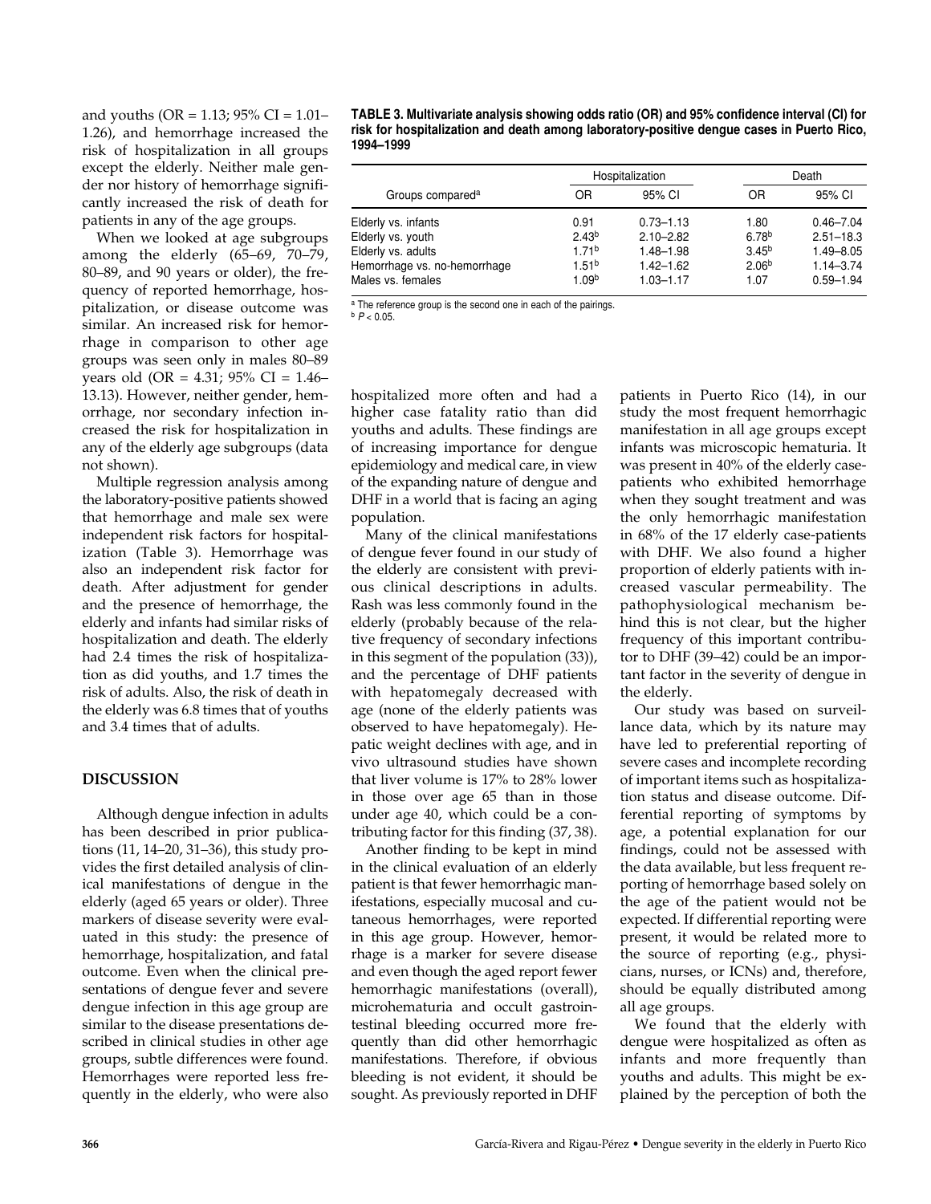and youths (OR = 1.13; 95% CI = 1.01–1.26), and hemorrhage increased the risk of hospitalization in all groups except the elderly. Neither male gender nor history of hemorrhage significantly increased the risk of death for patients in any of the age groups.

When we looked at age subgroups among the elderly (65–69, 70–79, 80–89, and 90 years or older), the frequency of reported hemorrhage, hospitalization, or disease outcome was similar. An increased risk for hemorrhage in comparison to other age groups was seen only in males 80–89 years old (OR = 4.31; 95% CI = 1.46–13.13). However, neither gender, hemorrhage, nor secondary infection increased the risk for hospitalization in any of the elderly age subgroups (data not shown).

Multiple regression analysis among the laboratory-positive patients showed that hemorrhage and male sex were independent risk factors for hospitalization (Table 3). Hemorrhage was also an independent risk factor for death. After adjustment for gender and the presence of hemorrhage, the elderly and infants had similar risks of hospitalization and death. The elderly had 2.4 times the risk of hospitalization as did youths, and 1.7 times the risk of adults. Also, the risk of death in the elderly was 6.8 times that of youths and 3.4 times that of adults.

**TABLE 3. Multivariate analysis showing odds ratio (OR) and 95% confidence interval (CI) for risk for hospitalization and death among laboratory-positive dengue cases in Puerto Rico, 1994–1999**

| Groups compared[a] | Hospitalization | | Death | |
|---|---|---|---|---|
| | OR | 95% CI | OR | 95% CI |
| Elderly vs. infants | 0.91 | 0.73–1.13 | 1.80 | 0.46–7.04 |
| Elderly vs. youth | 2.43[b] | 2.10–2.82 | 6.78[b] | 2.51–18.3 |
| Elderly vs. adults | 1.71[b] | 1.48–1.98 | 3.45[b] | 1.49–8.05 |
| Hemorrhage vs. no-hemorrhage | 1.51[b] | 1.42–1.62 | 2.06[b] | 1.14–3.74 |
| Males vs. females | 1.09[b] | 1.03–1.17 | 1.07 | 0.59–1.94 |

[a] The reference group is the second one in each of the pairings.
[b] $P < 0.05$.

## DISCUSSION

Although dengue infection in adults has been described in prior publications (11, 14–20, 31–36), this study provides the first detailed analysis of clinical manifestations of dengue in the elderly (aged 65 years or older). Three markers of disease severity were evaluated in this study: the presence of hemorrhage, hospitalization, and fatal outcome. Even when the clinical presentations of dengue fever and severe dengue infection in this age group are similar to the disease presentations described in clinical studies in other age groups, subtle differences were found. Hemorrhages were reported less frequently in the elderly, who were also hospitalized more often and had a higher case fatality ratio than did youths and adults. These findings are of increasing importance for dengue epidemiology and medical care, in view of the expanding nature of dengue and DHF in a world that is facing an aging population.

Many of the clinical manifestations of dengue fever found in our study of the elderly are consistent with previous clinical descriptions in adults. Rash was less commonly found in the elderly (probably because of the relative frequency of secondary infections in this segment of the population (33)), and the percentage of DHF patients with hepatomegaly decreased with age (none of the elderly patients was observed to have hepatomegaly). Hepatic weight declines with age, and in vivo ultrasound studies have shown that liver volume is 17% to 28% lower in those over age 65 than in those under age 40, which could be a contributing factor for this finding (37, 38).

Another finding to be kept in mind in the clinical evaluation of an elderly patient is that fewer hemorrhagic manifestations, especially mucosal and cutaneous hemorrhages, were reported in this age group. However, hemorrhage is a marker for severe disease and even though the aged report fewer hemorrhagic manifestations (overall), microhematuria and occult gastrointestinal bleeding occurred more frequently than did other hemorrhagic manifestations. Therefore, if obvious bleeding is not evident, it should be sought. As previously reported in DHF patients in Puerto Rico (14), in our study the most frequent hemorrhagic manifestation in all age groups except infants was microscopic hematuria. It was present in 40% of the elderly case-patients who exhibited hemorrhage when they sought treatment and was the only hemorrhagic manifestation in 68% of the 17 elderly case-patients with DHF. We also found a higher proportion of elderly patients with increased vascular permeability. The pathophysiological mechanism behind this is not clear, but the higher frequency of this important contributor to DHF (39–42) could be an important factor in the severity of dengue in the elderly.

Our study was based on surveillance data, which by its nature may have led to preferential reporting of severe cases and incomplete recording of important items such as hospitalization status and disease outcome. Differential reporting of symptoms by age, a potential explanation for our findings, could not be assessed with the data available, but less frequent reporting of hemorrhage based solely on the age of the patient would not be expected. If differential reporting were present, it would be related more to the source of reporting (e.g., physicians, nurses, or ICNs) and, therefore, should be equally distributed among all age groups.

We found that the elderly with dengue were hospitalized as often as infants and more frequently than youths and adults. This might be explained by the perception of both the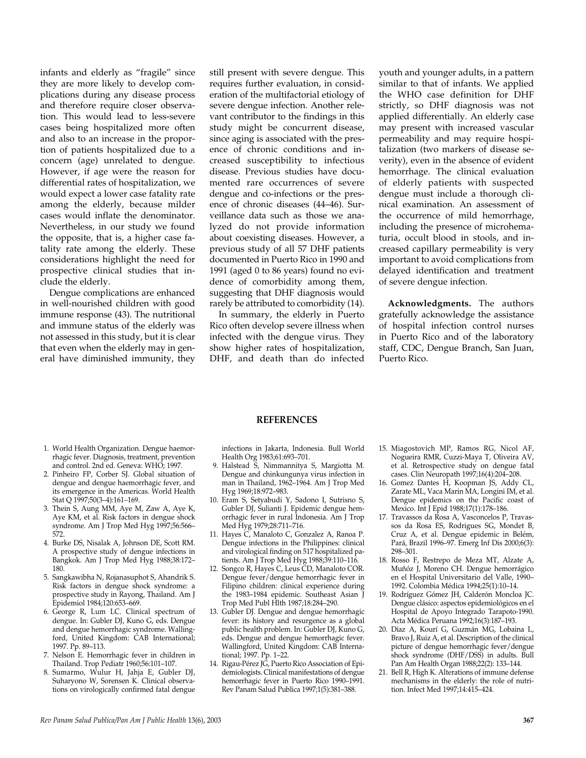infants and elderly as "fragile" since they are more likely to develop complications during any disease process and therefore require closer observation. This would lead to less-severe cases being hospitalized more often and also to an increase in the proportion of patients hospitalized due to a concern (age) unrelated to dengue. However, if age were the reason for differential rates of hospitalization, we would expect a lower case fatality rate among the elderly, because milder cases would inflate the denominator. Nevertheless, in our study we found the opposite, that is, a higher case fatality rate among the elderly. These considerations highlight the need for prospective clinical studies that include the elderly.

Dengue complications are enhanced in well-nourished children with good immune response (43). The nutritional and immune status of the elderly was not assessed in this study, but it is clear that even when the elderly may in general have diminished immunity, they still present with severe dengue. This requires further evaluation, in consideration of the multifactorial etiology of severe dengue infection. Another relevant contributor to the findings in this study might be concurrent disease, since aging is associated with the presence of chronic conditions and increased susceptibility to infectious disease. Previous studies have documented rare occurrences of severe dengue and co-infections or the presence of chronic diseases (44–46). Surveillance data such as those we analyzed do not provide information about coexisting diseases. However, a previous study of all 57 DHF patients documented in Puerto Rico in 1990 and 1991 (aged 0 to 86 years) found no evidence of comorbidity among them, suggesting that DHF diagnosis would rarely be attributed to comorbidity (14).

In summary, the elderly in Puerto Rico often develop severe illness when infected with the dengue virus. They show higher rates of hospitalization, DHF, and death than do infected youth and younger adults, in a pattern similar to that of infants. We applied the WHO case definition for DHF strictly, so DHF diagnosis was not applied differentially. An elderly case may present with increased vascular permeability and may require hospitalization (two markers of disease severity), even in the absence of evident hemorrhage. The clinical evaluation of elderly patients with suspected dengue must include a thorough clinical examination. An assessment of the occurrence of mild hemorrhage, including the presence of microhematuria, occult blood in stools, and increased capillary permeability is very important to avoid complications from delayed identification and treatment of severe dengue infection.

**Acknowledgments.** The authors gratefully acknowledge the assistance of hospital infection control nurses in Puerto Rico and of the laboratory staff, CDC, Dengue Branch, San Juan, Puerto Rico.

## REFERENCES

1. World Health Organization. Dengue haemorrhagic fever. Diagnosis, treatment, prevention and control. 2nd ed. Geneva: WHO; 1997.
2. Pinheiro FP, Corber SJ. Global situation of dengue and dengue haemorrhagic fever, and its emergence in the Americas. World Health Stat Q 1997;50(3–4):161–169.
3. Thein S, Aung MM, Aye M, Zaw A, Aye K, Aye KM, et al. Risk factors in dengue shock syndrome. Am J Trop Med Hyg 1997;56:566–572.
4. Burke DS, Nisalak A, Johnson DE, Scott RM. A prospective study of dengue infections in Bangkok. Am J Trop Med Hyg 1988;38:172–180.
5. Sangkawibha N, Rojanasuphot S, Ahandrik S. Risk factors in dengue shock syndrome: a prospective study in Rayong, Thailand. Am J Epidemiol 1984;120:653–669.
6. George R, Lum LC. Clinical spectrum of dengue. In: Gubler DJ, Kuno G, eds. Dengue and dengue hemorrhagic syndrome. Wallingford, United Kingdom: CAB International; 1997. Pp. 89–113.
7. Nelson E. Hemorrhagic fever in children in Thailand. Trop Pediatr 1960;56:101–107.
8. Sumarmo, Wulur H, Jahja E, Gubler DJ, Suharyono W, Sorensen K. Clinical observations on virologically confirmed fatal dengue infections in Jakarta, Indonesia. Bull World Health Org 1983;61:693–701.
9. Halstead S, Nimmannitya S, Margiotta M. Dengue and chinkungunya virus infection in man in Thailand, 1962–1964. Am J Trop Med Hyg 1969;18:972–983.
10. Eram S, Setyabudi Y, Sadono I, Sutrisno S, Gubler DJ, Sulianti J. Epidemic dengue hemorrhagic fever in rural Indonesia. Am J Trop Med Hyg 1979;28:711–716.
11. Hayes C, Manaloto C, Gonzalez A, Ranoa P. Dengue infections in the Philippines: clinical and virological finding on 517 hospitalized patients. Am J Trop Med Hyg 1988;39:110–116.
12. Songco R, Hayes C, Leus CD, Manaloto COR. Dengue fever/dengue hemorrhagic fever in Filipino children: clinical experience during the 1983–1984 epidemic. Southeast Asian J Trop Med Publ Hlth 1987;18:284–290.
13. Gubler DJ. Dengue and dengue hemorrhagic fever: its history and resurgence as a global public health problem. In: Gubler DJ, Kuno G, eds. Dengue and dengue hemorrhagic fever. Wallingford, United Kingdom: CAB International; 1997. Pp. 1–22.
14. Rigau-Pérez JG, Puerto Rico Association of Epidemiologists. Clinical manifestations of dengue hemorrhagic fever in Puerto Rico 1990–1991. Rev Panam Salud Publica 1997;1(5):381–388.
15. Miagostovich MP, Ramos RG, Nicol AF, Nogueira RMR, Cuzzi-Maya T, Oliveira AV, et al. Retrospective study on dengue fatal cases. Clin Neuropath 1997;16(4):204–208.
16. Gomez Dantes H, Koopman JS, Addy CL, Zarate ML, Vaca Marin MA, Longini IM, et al. Dengue epidemics on the Pacific coast of Mexico. Int J Epid 1988;17(1):178–186.
17. Travassos da Rosa A, Vasconcelos P, Travassos da Rosa ES, Rodrigues SG, Mondet B, Cruz A, et al. Dengue epidemic in Belém, Pará, Brazil 1996–97. Emerg Inf Dis 2000;6(3): 298–301.
18. Rosso F, Restrepo de Meza MT, Alzate A, Muñóz J, Moreno CH. Dengue hemorrágico en el Hospital Universitario del Valle, 1990–1992. Colombia Médica 1994;25(1):10–14.
19. Rodríguez Gómez JH, Calderón Moncloa JC. Dengue clásico: aspectos epidemiológicos en el Hospital de Apoyo Integrado Tarapoto-1990. Acta Médica Peruana 1992;16(3):187–193.
20. Díaz A, Kourí G, Guzmán MG, Lobaina L, Bravo J, Ruiz A, et al. Description of the clinical picture of dengue hemorrhagic fever/dengue shock syndrome (DHF/DSS) in adults. Bull Pan Am Health Organ 1988;22(2): 133–144.
21. Bell R, High K. Alterations of immune defense mechanisms in the elderly: the role of nutrition. Infect Med 1997;14:415–424.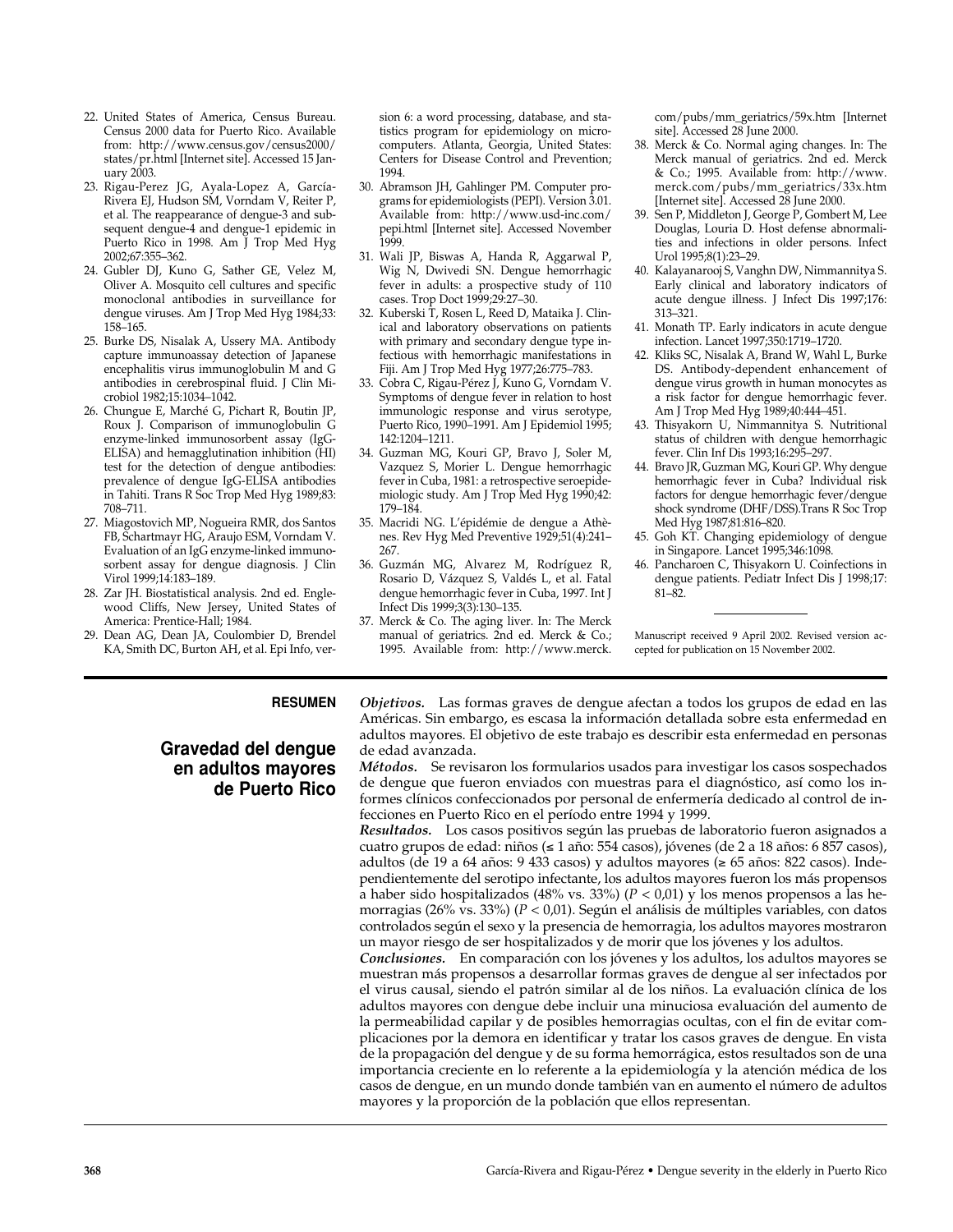22. United States of America, Census Bureau. Census 2000 data for Puerto Rico. Available from: http://www.census.gov/census2000/states/pr.html [Internet site]. Accessed 15 January 2003.
23. Rigau-Perez JG, Ayala-Lopez A, García-Rivera EJ, Hudson SM, Vorndam V, Reiter P, et al. The reappearance of dengue-3 and subsequent dengue-4 and dengue-1 epidemic in Puerto Rico in 1998. Am J Trop Med Hyg 2002;67:355–362.
24. Gubler DJ, Kuno G, Sather GE, Velez M, Oliver A. Mosquito cell cultures and specific monoclonal antibodies in surveillance for dengue viruses. Am J Trop Med Hyg 1984;33: 158–165.
25. Burke DS, Nisalak A, Ussery MA. Antibody capture immunoassay detection of Japanese encephalitis virus immunoglobulin M and G antibodies in cerebrospinal fluid. J Clin Microbiol 1982;15:1034–1042.
26. Chungue E, Marché G, Pichart R, Boutin JP, Roux J. Comparison of immunoglobulin G enzyme-linked immunosorbent assay (IgG-ELISA) and hemagglutination inhibition (HI) test for the detection of dengue antibodies: prevalence of dengue IgG-ELISA antibodies in Tahiti. Trans R Soc Trop Med Hyg 1989;83: 708–711.
27. Miagostovich MP, Nogueira RMR, dos Santos FB, Schartmayr HG, Araujo ESM, Vorndam V. Evaluation of an IgG enzyme-linked immunosorbent assay for dengue diagnosis. J Clin Virol 1999;14:183–189.
28. Zar JH. Biostatistical analysis. 2nd ed. Englewood Cliffs, New Jersey, United States of America: Prentice-Hall; 1984.
29. Dean AG, Dean JA, Coulombier D, Brendel KA, Smith DC, Burton AH, et al. Epi Info, version 6: a word processing, database, and statistics program for epidemiology on microcomputers. Atlanta, Georgia, United States: Centers for Disease Control and Prevention; 1994.
30. Abramson JH, Gahlinger PM. Computer programs for epidemiologists (PEPI). Version 3.01. Available from: http://www.usd-inc.com/pepi.html [Internet site]. Accessed November 1999.
31. Wali JP, Biswas A, Handa R, Aggarwal P, Wig N, Dwivedi SN. Dengue hemorrhagic fever in adults: a prospective study of 110 cases. Trop Doct 1999;29:27–30.
32. Kuberski T, Rosen L, Reed D, Mataika J. Clinical and laboratory observations on patients with primary and secondary dengue type infectious with hemorrhagic manifestations in Fiji. Am J Trop Med Hyg 1977;26:775–783.
33. Cobra C, Rigau-Pérez J, Kuno G, Vorndam V. Symptoms of dengue fever in relation to host immunologic response and virus serotype, Puerto Rico, 1990–1991. Am J Epidemiol 1995; 142:1204–1211.
34. Guzman MG, Kouri GP, Bravo J, Soler M, Vazquez S, Morier L. Dengue hemorrhagic fever in Cuba, 1981: a retrospective seroepidemiologic study. Am J Trop Med Hyg 1990;42: 179–184.
35. Macridi NG. L'épidémie de dengue a Athènes. Rev Hyg Med Preventive 1929;51(4):241–267.
36. Guzmán MG, Alvarez M, Rodríguez R, Rosario D, Vázquez S, Valdés L, et al. Fatal dengue hemorrhagic fever in Cuba, 1997. Int J Infect Dis 1999;3(3):130–135.
37. Merck & Co. The aging liver. In: The Merck manual of geriatrics. 2nd ed. Merck & Co.; 1995. Available from: http://www.merck.com/pubs/mm_geriatrics/59x.htm [Internet site]. Accessed 28 June 2000.
38. Merck & Co. Normal aging changes. In: The Merck manual of geriatrics. 2nd ed. Merck & Co.; 1995. Available from: http://www.merck.com/pubs/mm_geriatrics/33x.htm [Internet site]. Accessed 28 June 2000.
39. Sen P, Middleton J, George P, Gombert M, Lee Douglas, Louria D. Host defense abnormalities and infections in older persons. Infect Urol 1995;8(1):23–29.
40. Kalayanarooj S, Vanghn DW, Nimmannitya S. Early clinical and laboratory indicators of acute dengue illness. J Infect Dis 1997;176: 313–321.
41. Monath TP. Early indicators in acute dengue infection. Lancet 1997;350:1719–1720.
42. Kliks SC, Nisalak A, Brand W, Wahl L, Burke DS. Antibody-dependent enhancement of dengue virus growth in human monocytes as a risk factor for dengue hemorrhagic fever. Am J Trop Med Hyg 1989;40:444–451.
43. Thisyakorn U, Nimmannitya S. Nutritional status of children with dengue hemorrhagic fever. Clin Inf Dis 1993;16:295–297.
44. Bravo JR, Guzman MG, Kouri GP. Why dengue hemorrhagic fever in Cuba? Individual risk factors for dengue hemorrhagic fever/dengue shock syndrome (DHF/DSS).Trans R Soc Trop Med Hyg 1987;81:816–820.
45. Goh KT. Changing epidemiology of dengue in Singapore. Lancet 1995;346:1098.
46. Pancharoen C, Thisyakorn U. Coinfections in dengue patients. Pediatr Infect Dis J 1998;17: 81–82.

Manuscript received 9 April 2002. Revised version accepted for publication on 15 November 2002.

---

**RESUMEN**

## Gravedad del dengue en adultos mayores de Puerto Rico

***Objetivos.*** Las formas graves de dengue afectan a todos los grupos de edad en las Américas. Sin embargo, es escasa la información detallada sobre esta enfermedad en adultos mayores. El objetivo de este trabajo es describir esta enfermedad en personas de edad avanzada.

***Métodos.*** Se revisaron los formularios usados para investigar los casos sospechados de dengue que fueron enviados con muestras para el diagnóstico, así como los informes clínicos confeccionados por personal de enfermería dedicado al control de infecciones en Puerto Rico en el período entre 1994 y 1999.

***Resultados.*** Los casos positivos según las pruebas de laboratorio fueron asignados a cuatro grupos de edad: niños (≤ 1 año: 554 casos), jóvenes (de 2 a 18 años: 6 857 casos), adultos (de 19 a 64 años: 9 433 casos) y adultos mayores (≥ 65 años: 822 casos). Independientemente del serotipo infectante, los adultos mayores fueron los más propensos a haber sido hospitalizados (48% vs. 33%) ($P < 0{,}01$) y los menos propensos a las hemorragias (26% vs. 33%) ($P < 0{,}01$). Según el análisis de múltiples variables, con datos controlados según el sexo y la presencia de hemorragia, los adultos mayores mostraron un mayor riesgo de ser hospitalizados y de morir que los jóvenes y los adultos.

***Conclusiones.*** En comparación con los jóvenes y los adultos, los adultos mayores se muestran más propensos a desarrollar formas graves de dengue al ser infectados por el virus causal, siendo el patrón similar al de los niños. La evaluación clínica de los adultos mayores con dengue debe incluir una minuciosa evaluación del aumento de la permeabilidad capilar y de posibles hemorragias ocultas, con el fin de evitar complicaciones por la demora en identificar y tratar los casos graves de dengue. En vista de la propagación del dengue y de su forma hemorrágica, estos resultados son de una importancia creciente en lo referente a la epidemiología y la atención médica de los casos de dengue, en un mundo donde también van en aumento el número de adultos mayores y la proporción de la población que ellos representan.